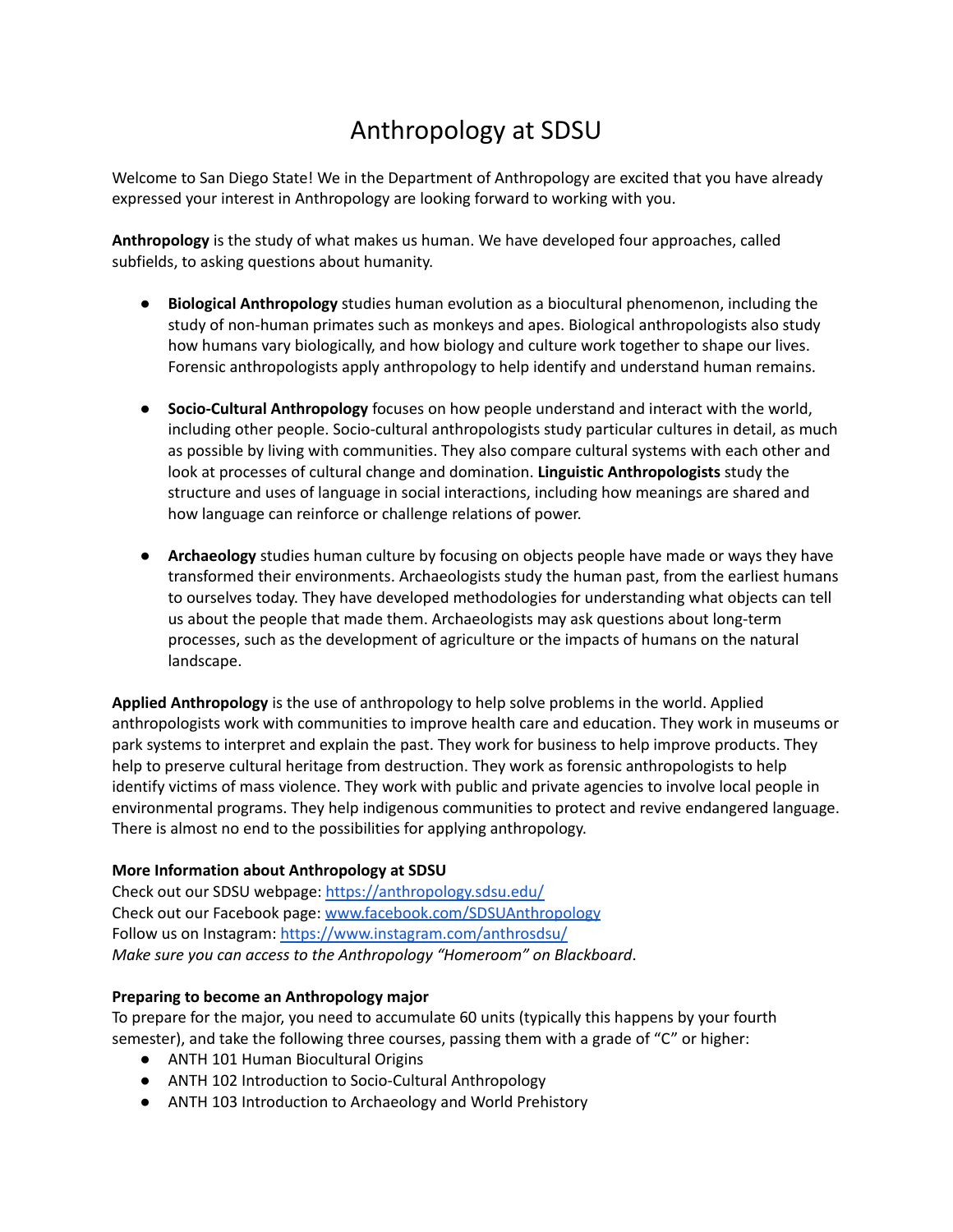# Anthropology at SDSU

Welcome to San Diego State! We in the Department of Anthropology are excited that you have already expressed your interest in Anthropology are looking forward to working with you.

**Anthropology** is the study of what makes us human. We have developed four approaches, called subfields, to asking questions about humanity.

- **Biological Anthropology** studies human evolution as a biocultural phenomenon, including the study of non-human primates such as monkeys and apes. Biological anthropologists also study how humans vary biologically, and how biology and culture work together to shape our lives. Forensic anthropologists apply anthropology to help identify and understand human remains.

- **Socio-Cultural Anthropology** focuses on how people understand and interact with the world, including other people. Socio-cultural anthropologists study particular cultures in detail, as much as possible by living with communities. They also compare cultural systems with each other and look at processes of cultural change and domination. **Linguistic Anthropologists** study the structure and uses of language in social interactions, including how meanings are shared and how language can reinforce or challenge relations of power.

- **Archaeology** studies human culture by focusing on objects people have made or ways they have transformed their environments. Archaeologists study the human past, from the earliest humans to ourselves today. They have developed methodologies for understanding what objects can tell us about the people that made them. Archaeologists may ask questions about long-term processes, such as the development of agriculture or the impacts of humans on the natural landscape.

**Applied Anthropology** is the use of anthropology to help solve problems in the world. Applied anthropologists work with communities to improve health care and education. They work in museums or park systems to interpret and explain the past. They work for business to help improve products. They help to preserve cultural heritage from destruction. They work as forensic anthropologists to help identify victims of mass violence. They work with public and private agencies to involve local people in environmental programs. They help indigenous communities to protect and revive endangered language. There is almost no end to the possibilities for applying anthropology.

**More Information about Anthropology at SDSU**
Check out our SDSU webpage: [https://anthropology.sdsu.edu/](https://anthropology.sdsu.edu/)
Check out our Facebook page: [www.facebook.com/SDSUAnthropology](www.facebook.com/SDSUAnthropology)
Follow us on Instagram: [https://www.instagram.com/anthrosdsu/](https://www.instagram.com/anthrosdsu/)
*Make sure you can access to the Anthropology "Homeroom" on Blackboard*.

**Preparing to become an Anthropology major**
To prepare for the major, you need to accumulate 60 units (typically this happens by your fourth semester), and take the following three courses, passing them with a grade of "C" or higher:

- ANTH 101 Human Biocultural Origins
- ANTH 102 Introduction to Socio-Cultural Anthropology
- ANTH 103 Introduction to Archaeology and World Prehistory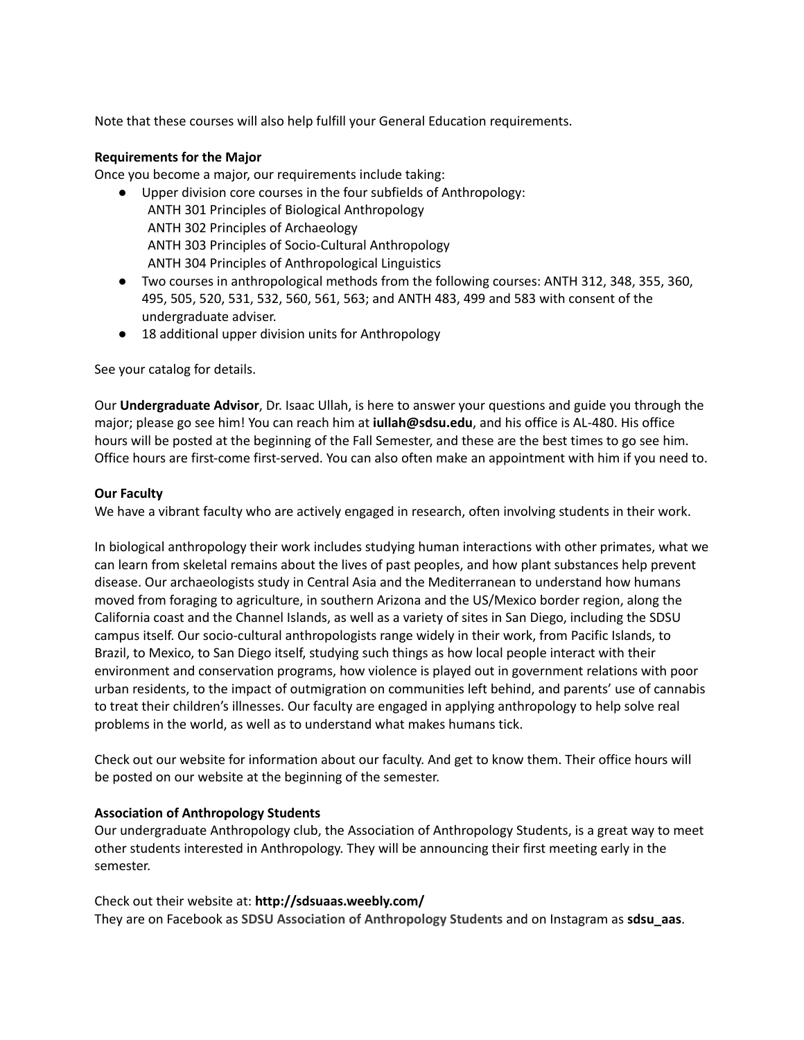Note that these courses will also help fulfill your General Education requirements.

**Requirements for the Major**

Once you become a major, our requirements include taking:

- Upper division core courses in the four subfields of Anthropology:
  ANTH 301 Principles of Biological Anthropology
  ANTH 302 Principles of Archaeology
  ANTH 303 Principles of Socio-Cultural Anthropology
  ANTH 304 Principles of Anthropological Linguistics
- Two courses in anthropological methods from the following courses: ANTH 312, 348, 355, 360, 495, 505, 520, 531, 532, 560, 561, 563; and ANTH 483, 499 and 583 with consent of the undergraduate adviser.
- 18 additional upper division units for Anthropology

See your catalog for details.

Our **Undergraduate Advisor**, Dr. Isaac Ullah, is here to answer your questions and guide you through the major; please go see him! You can reach him at **iullah@sdsu.edu**, and his office is AL-480. His office hours will be posted at the beginning of the Fall Semester, and these are the best times to go see him. Office hours are first-come first-served. You can also often make an appointment with him if you need to.

**Our Faculty**

We have a vibrant faculty who are actively engaged in research, often involving students in their work.

In biological anthropology their work includes studying human interactions with other primates, what we can learn from skeletal remains about the lives of past peoples, and how plant substances help prevent disease. Our archaeologists study in Central Asia and the Mediterranean to understand how humans moved from foraging to agriculture, in southern Arizona and the US/Mexico border region, along the California coast and the Channel Islands, as well as a variety of sites in San Diego, including the SDSU campus itself. Our socio-cultural anthropologists range widely in their work, from Pacific Islands, to Brazil, to Mexico, to San Diego itself, studying such things as how local people interact with their environment and conservation programs, how violence is played out in government relations with poor urban residents, to the impact of outmigration on communities left behind, and parents' use of cannabis to treat their children's illnesses. Our faculty are engaged in applying anthropology to help solve real problems in the world, as well as to understand what makes humans tick.

Check out our website for information about our faculty. And get to know them. Their office hours will be posted on our website at the beginning of the semester.

**Association of Anthropology Students**

Our undergraduate Anthropology club, the Association of Anthropology Students, is a great way to meet other students interested in Anthropology. They will be announcing their first meeting early in the semester.

Check out their website at: **http://sdsuaas.weebly.com/**

They are on Facebook as **SDSU Association of Anthropology Students** and on Instagram as **sdsu_aas**.